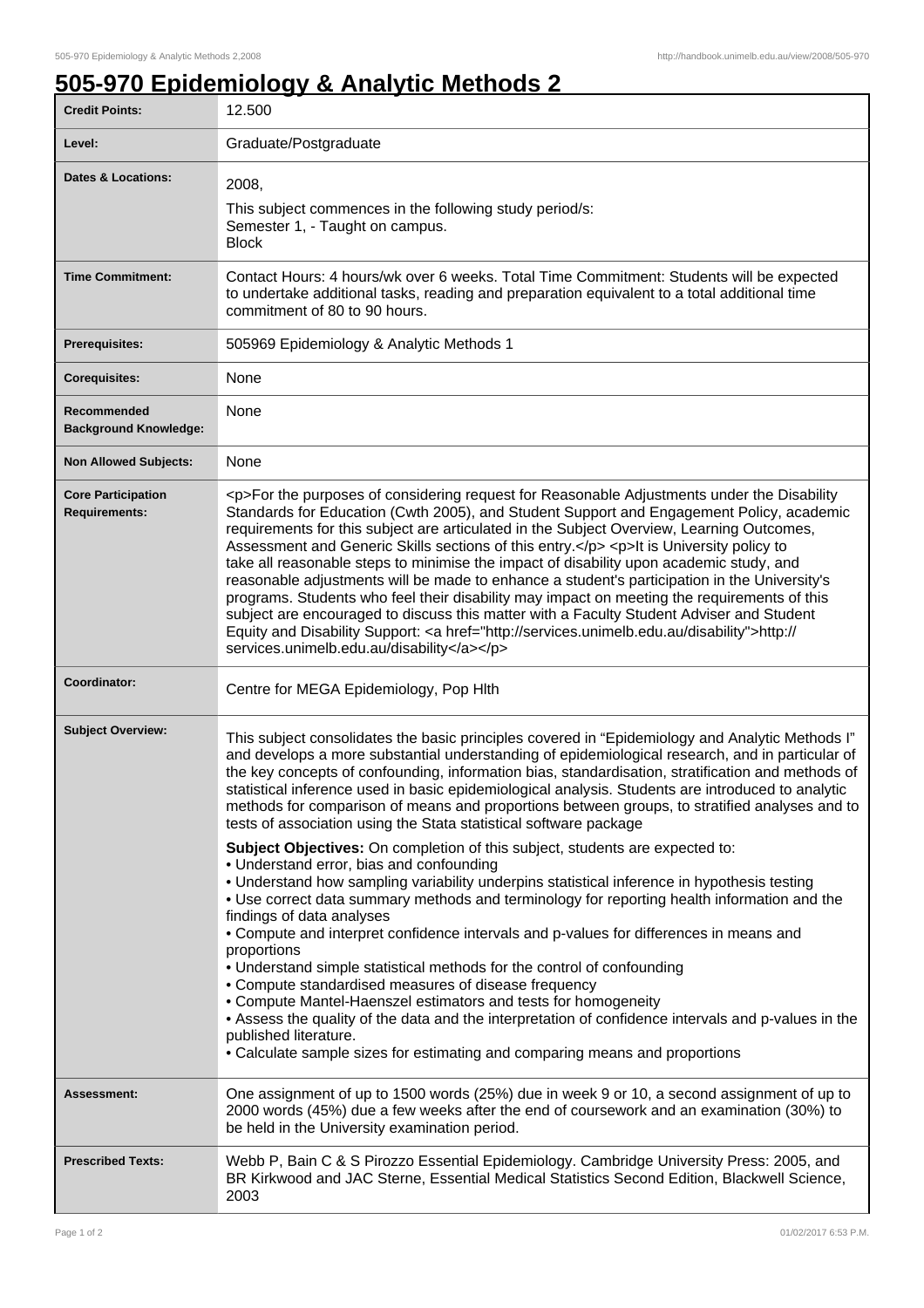# 505-970 Epidemiology & Analytic Methods 2

| | |
|---|---|
| **Credit Points:** | 12.500 |
| **Level:** | Graduate/Postgraduate |
| **Dates & Locations:** | 2008,<br>This subject commences in the following study period/s:<br>Semester 1, - Taught on campus.<br>Block |
| **Time Commitment:** | Contact Hours: 4 hours/wk over 6 weeks. Total Time Commitment: Students will be expected to undertake additional tasks, reading and preparation equivalent to a total additional time commitment of 80 to 90 hours. |
| **Prerequisites:** | 505969 Epidemiology & Analytic Methods 1 |
| **Corequisites:** | None |
| **Recommended Background Knowledge:** | None |
| **Non Allowed Subjects:** | None |
| **Core Participation Requirements:** | <p>For the purposes of considering request for Reasonable Adjustments under the Disability Standards for Education (Cwth 2005), and Student Support and Engagement Policy, academic requirements for this subject are articulated in the Subject Overview, Learning Outcomes, Assessment and Generic Skills sections of this entry.</p> <p>It is University policy to take all reasonable steps to minimise the impact of disability upon academic study, and reasonable adjustments will be made to enhance a student's participation in the University's programs. Students who feel their disability may impact on meeting the requirements of this subject are encouraged to discuss this matter with a Faculty Student Adviser and Student Equity and Disability Support: <a href="http://services.unimelb.edu.au/disability">http://services.unimelb.edu.au/disability</a></p> |
| **Coordinator:** | Centre for MEGA Epidemiology, Pop Hlth |
| **Subject Overview:** | This subject consolidates the basic principles covered in “Epidemiology and Analytic Methods I” and develops a more substantial understanding of epidemiological research, and in particular of the key concepts of confounding, information bias, standardisation, stratification and methods of statistical inference used in basic epidemiological analysis. Students are introduced to analytic methods for comparison of means and proportions between groups, to stratified analyses and to tests of association using the Stata statistical software package<br><br>**Subject Objectives:** On completion of this subject, students are expected to:<br>• Understand error, bias and confounding<br>• Understand how sampling variability underpins statistical inference in hypothesis testing<br>• Use correct data summary methods and terminology for reporting health information and the findings of data analyses<br>• Compute and interpret confidence intervals and p-values for differences in means and proportions<br>• Understand simple statistical methods for the control of confounding<br>• Compute standardised measures of disease frequency<br>• Compute Mantel-Haenszel estimators and tests for homogeneity<br>• Assess the quality of the data and the interpretation of confidence intervals and p-values in the published literature.<br>• Calculate sample sizes for estimating and comparing means and proportions |
| **Assessment:** | One assignment of up to 1500 words (25%) due in week 9 or 10, a second assignment of up to 2000 words (45%) due a few weeks after the end of coursework and an examination (30%) to be held in the University examination period. |
| **Prescribed Texts:** | Webb P, Bain C & S Pirozzo Essential Epidemiology. Cambridge University Press: 2005, and BR Kirkwood and JAC Sterne, Essential Medical Statistics Second Edition, Blackwell Science, 2003 |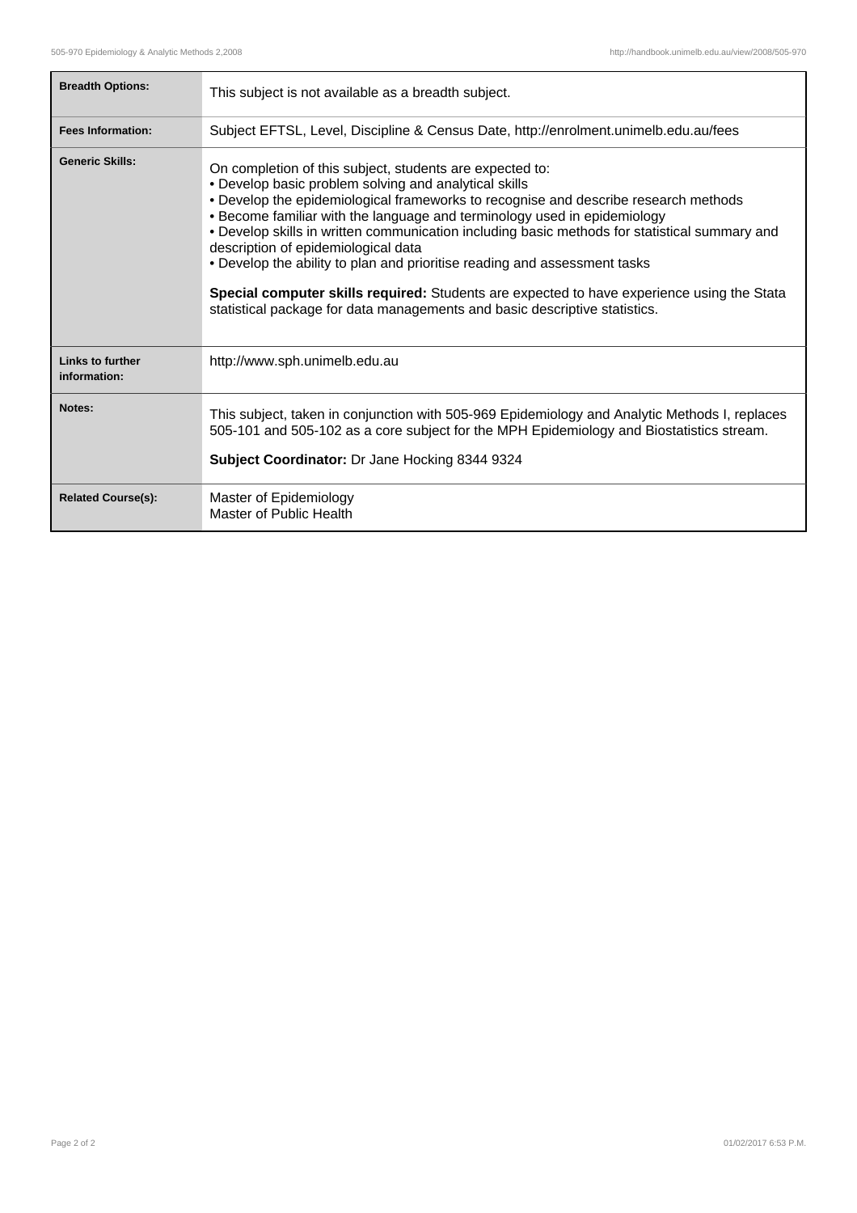| | |
|---|---|
| **Breadth Options:** | This subject is not available as a breadth subject. |
| **Fees Information:** | Subject EFTSL, Level, Discipline & Census Date, http://enrolment.unimelb.edu.au/fees |
| **Generic Skills:** | On completion of this subject, students are expected to:<br>• Develop basic problem solving and analytical skills<br>• Develop the epidemiological frameworks to recognise and describe research methods<br>• Become familiar with the language and terminology used in epidemiology<br>• Develop skills in written communication including basic methods for statistical summary and description of epidemiological data<br>• Develop the ability to plan and prioritise reading and assessment tasks<br><br>**Special computer skills required:** Students are expected to have experience using the Stata statistical package for data managements and basic descriptive statistics. |
| **Links to further information:** | http://www.sph.unimelb.edu.au |
| **Notes:** | This subject, taken in conjunction with 505-969 Epidemiology and Analytic Methods I, replaces 505-101 and 505-102 as a core subject for the MPH Epidemiology and Biostatistics stream.<br><br>**Subject Coordinator:** Dr Jane Hocking 8344 9324 |
| **Related Course(s):** | Master of Epidemiology<br>Master of Public Health |